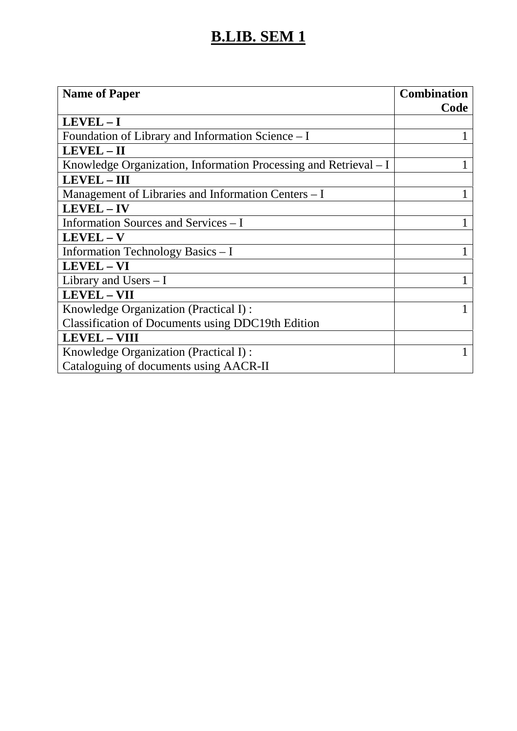# B.LIB. SEM 1

| Name of Paper | Combination Code |
|---|---|
| **LEVEL – I** | |
| Foundation of Library and Information Science – I | 1 |
| **LEVEL – II** | |
| Knowledge Organization, Information Processing and Retrieval – I | 1 |
| **LEVEL – III** | |
| Management of Libraries and Information Centers – I | 1 |
| **LEVEL – IV** | |
| Information Sources and Services – I | 1 |
| **LEVEL – V** | |
| Information Technology Basics – I | 1 |
| **LEVEL – VI** | |
| Library and Users – I | 1 |
| **LEVEL – VII** | |
| Knowledge Organization (Practical I) : Classification of Documents using DDC19th Edition | 1 |
| **LEVEL – VIII** | |
| Knowledge Organization (Practical I) : Cataloguing of documents using AACR-II | 1 |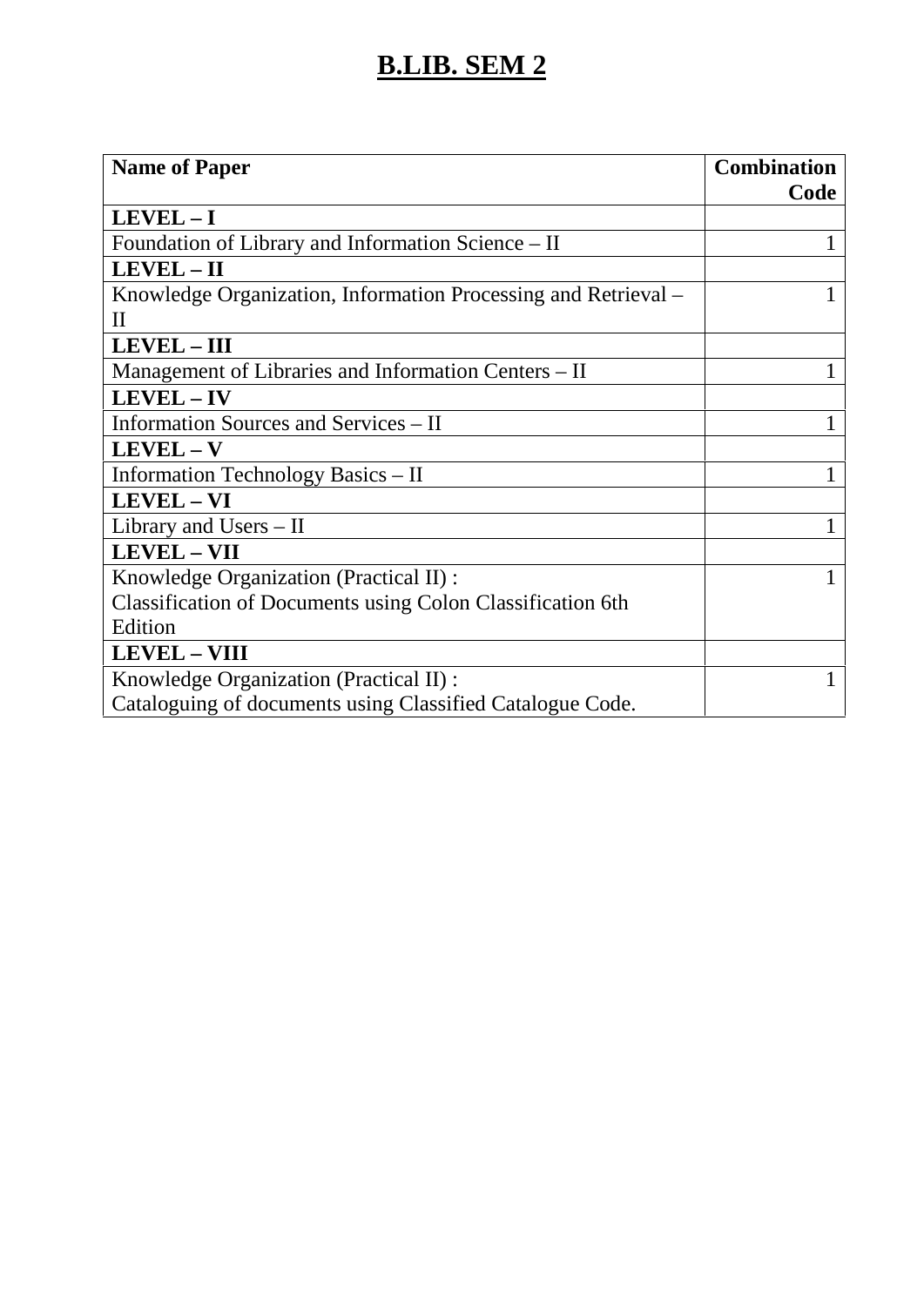# B.LIB. SEM 2

| Name of Paper | Combination Code |
|---|---|
| **LEVEL – I** | |
| Foundation of Library and Information Science – II | 1 |
| **LEVEL – II** | |
| Knowledge Organization, Information Processing and Retrieval – II | 1 |
| **LEVEL – III** | |
| Management of Libraries and Information Centers – II | 1 |
| **LEVEL – IV** | |
| Information Sources and Services – II | 1 |
| **LEVEL – V** | |
| Information Technology Basics – II | 1 |
| **LEVEL – VI** | |
| Library and Users – II | 1 |
| **LEVEL – VII** | |
| Knowledge Organization (Practical II) : Classification of Documents using Colon Classification 6th Edition | 1 |
| **LEVEL – VIII** | |
| Knowledge Organization (Practical II) : Cataloguing of documents using Classified Catalogue Code. | 1 |